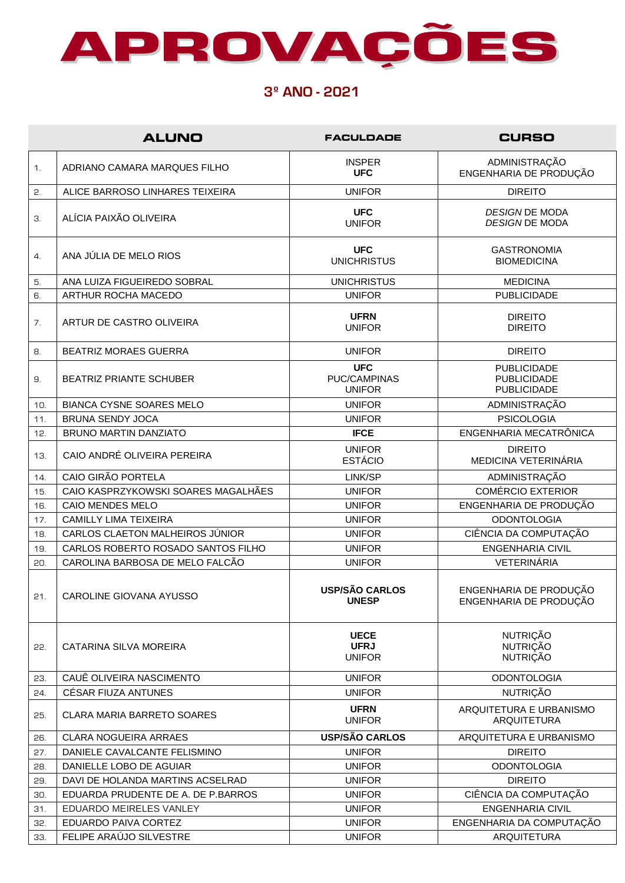# APROVAÇÕES

## 3º ANO - 2021

| | ALUNO | FACULDADE | CURSO |
|---|---|---|---|
| 1. | ADRIANO CAMARA MARQUES FILHO | INSPER<br>**UFC** | ADMINISTRAÇÃO<br>ENGENHARIA DE PRODUÇÃO |
| 2. | ALICE BARROSO LINHARES TEIXEIRA | UNIFOR | DIREITO |
| 3. | ALÍCIA PAIXÃO OLIVEIRA | **UFC**<br>UNIFOR | *DESIGN* DE MODA<br>*DESIGN* DE MODA |
| 4. | ANA JÚLIA DE MELO RIOS | **UFC**<br>UNICHRISTUS | GASTRONOMIA<br>BIOMEDICINA |
| 5. | ANA LUIZA FIGUEIREDO SOBRAL | UNICHRISTUS | MEDICINA |
| 6. | ARTHUR ROCHA MACEDO | UNIFOR | PUBLICIDADE |
| 7. | ARTUR DE CASTRO OLIVEIRA | **UFRN**<br>UNIFOR | DIREITO<br>DIREITO |
| 8. | BEATRIZ MORAES GUERRA | UNIFOR | DIREITO |
| 9. | BEATRIZ PRIANTE SCHUBER | **UFC**<br>PUC/CAMPINAS<br>UNIFOR | PUBLICIDADE<br>PUBLICIDADE<br>PUBLICIDADE |
| 10. | BIANCA CYSNE SOARES MELO | UNIFOR | ADMINISTRAÇÃO |
| 11. | BRUNA SENDY JOCA | UNIFOR | PSICOLOGIA |
| 12. | BRUNO MARTIN DANZIATO | **IFCE** | ENGENHARIA MECATRÔNICA |
| 13. | CAIO ANDRÉ OLIVEIRA PEREIRA | UNIFOR<br>ESTÁCIO | DIREITO<br>MEDICINA VETERINÁRIA |
| 14. | CAIO GIRÃO PORTELA | LINK/SP | ADMINISTRAÇÃO |
| 15. | CAIO KASPRZYKOWSKI SOARES MAGALHÃES | UNIFOR | COMÉRCIO EXTERIOR |
| 16. | CAIO MENDES MELO | UNIFOR | ENGENHARIA DE PRODUÇÃO |
| 17. | CAMILLY LIMA TEIXEIRA | UNIFOR | ODONTOLOGIA |
| 18. | CARLOS CLAETON MALHEIROS JÚNIOR | UNIFOR | CIÊNCIA DA COMPUTAÇÃO |
| 19. | CARLOS ROBERTO ROSADO SANTOS FILHO | UNIFOR | ENGENHARIA CIVIL |
| 20. | CAROLINA BARBOSA DE MELO FALCÃO | UNIFOR | VETERINÁRIA |
| 21. | CAROLINE GIOVANA AYUSSO | **USP/SÃO CARLOS**<br>**UNESP** | ENGENHARIA DE PRODUÇÃO<br>ENGENHARIA DE PRODUÇÃO |
| 22. | CATARINA SILVA MOREIRA | **UECE**<br>**UFRJ**<br>UNIFOR | NUTRIÇÃO<br>NUTRIÇÃO<br>NUTRIÇÃO |
| 23. | CAUÊ OLIVEIRA NASCIMENTO | UNIFOR | ODONTOLOGIA |
| 24. | CÉSAR FIUZA ANTUNES | UNIFOR | NUTRIÇÃO |
| 25. | CLARA MARIA BARRETO SOARES | **UFRN**<br>UNIFOR | ARQUITETURA E URBANISMO<br>ARQUITETURA |
| 26. | CLARA NOGUEIRA ARRAES | **USP/SÃO CARLOS** | ARQUITETURA E URBANISMO |
| 27. | DANIELE CAVALCANTE FELISMINO | UNIFOR | DIREITO |
| 28. | DANIELLE LOBO DE AGUIAR | UNIFOR | ODONTOLOGIA |
| 29. | DAVI DE HOLANDA MARTINS ACSELRAD | UNIFOR | DIREITO |
| 30. | EDUARDA PRUDENTE DE A. DE P.BARROS | UNIFOR | CIÊNCIA DA COMPUTAÇÃO |
| 31. | EDUARDO MEIRELES VANLEY | UNIFOR | ENGENHARIA CIVIL |
| 32. | EDUARDO PAIVA CORTEZ | UNIFOR | ENGENHARIA DA COMPUTAÇÃO |
| 33. | FELIPE ARAÚJO SILVESTRE | UNIFOR | ARQUITETURA |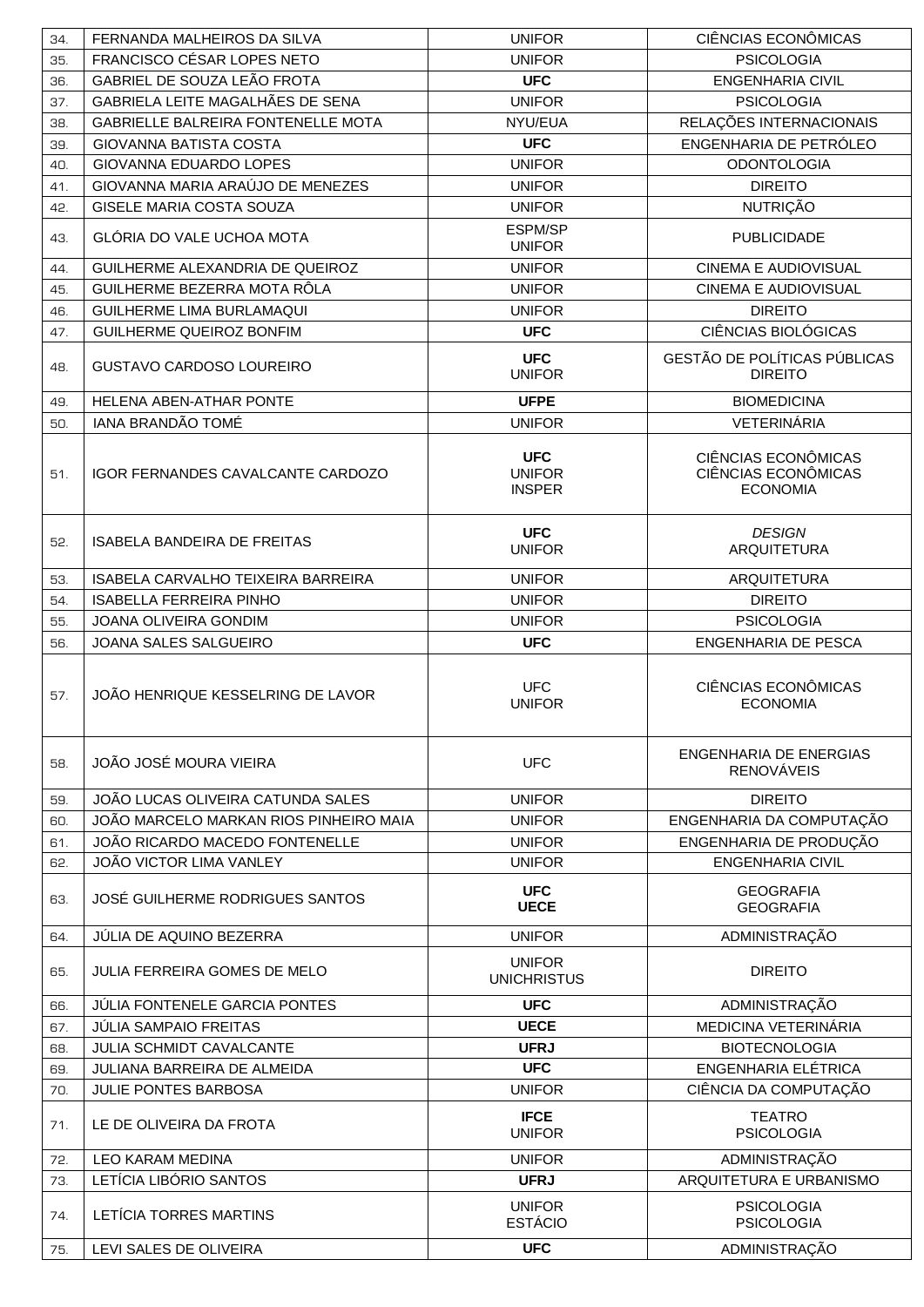| | | | |
|---|---|---|---|
| 34. | FERNANDA MALHEIROS DA SILVA | UNIFOR | CIÊNCIAS ECONÔMICAS |
| 35. | FRANCISCO CÉSAR LOPES NETO | UNIFOR | PSICOLOGIA |
| 36. | GABRIEL DE SOUZA LEÃO FROTA | **UFC** | ENGENHARIA CIVIL |
| 37. | GABRIELA LEITE MAGALHÃES DE SENA | UNIFOR | PSICOLOGIA |
| 38. | GABRIELLE BALREIRA FONTENELLE MOTA | NYU/EUA | RELAÇÕES INTERNACIONAIS |
| 39. | GIOVANNA BATISTA COSTA | **UFC** | ENGENHARIA DE PETRÓLEO |
| 40. | GIOVANNA EDUARDO LOPES | UNIFOR | ODONTOLOGIA |
| 41. | GIOVANNA MARIA ARAÚJO DE MENEZES | UNIFOR | DIREITO |
| 42. | GISELE MARIA COSTA SOUZA | UNIFOR | NUTRIÇÃO |
| 43. | GLÓRIA DO VALE UCHOA MOTA | ESPM/SP<br>UNIFOR | PUBLICIDADE |
| 44. | GUILHERME ALEXANDRIA DE QUEIROZ | UNIFOR | CINEMA E AUDIOVISUAL |
| 45. | GUILHERME BEZERRA MOTA RÔLA | UNIFOR | CINEMA E AUDIOVISUAL |
| 46. | GUILHERME LIMA BURLAMAQUI | UNIFOR | DIREITO |
| 47. | GUILHERME QUEIROZ BONFIM | **UFC** | CIÊNCIAS BIOLÓGICAS |
| 48. | GUSTAVO CARDOSO LOUREIRO | **UFC**<br>UNIFOR | GESTÃO DE POLÍTICAS PÚBLICAS<br>DIREITO |
| 49. | HELENA ABEN-ATHAR PONTE | **UFPE** | BIOMEDICINA |
| 50. | IANA BRANDÃO TOMÉ | UNIFOR | VETERINÁRIA |
| 51. | IGOR FERNANDES CAVALCANTE CARDOZO | **UFC**<br>UNIFOR<br>INSPER | CIÊNCIAS ECONÔMICAS<br>CIÊNCIAS ECONÔMICAS<br>ECONOMIA |
| 52. | ISABELA BANDEIRA DE FREITAS | **UFC**<br>UNIFOR | *DESIGN*<br>ARQUITETURA |
| 53. | ISABELA CARVALHO TEIXEIRA BARREIRA | UNIFOR | ARQUITETURA |
| 54. | ISABELLA FERREIRA PINHO | UNIFOR | DIREITO |
| 55. | JOANA OLIVEIRA GONDIM | UNIFOR | PSICOLOGIA |
| 56. | JOANA SALES SALGUEIRO | **UFC** | ENGENHARIA DE PESCA |
| 57. | JOÃO HENRIQUE KESSELRING DE LAVOR | UFC<br>UNIFOR | CIÊNCIAS ECONÔMICAS<br>ECONOMIA |
| 58. | JOÃO JOSÉ MOURA VIEIRA | UFC | ENGENHARIA DE ENERGIAS RENOVÁVEIS |
| 59. | JOÃO LUCAS OLIVEIRA CATUNDA SALES | UNIFOR | DIREITO |
| 60. | JOÃO MARCELO MARKAN RIOS PINHEIRO MAIA | UNIFOR | ENGENHARIA DA COMPUTAÇÃO |
| 61. | JOÃO RICARDO MACEDO FONTENELLE | UNIFOR | ENGENHARIA DE PRODUÇÃO |
| 62. | JOÃO VICTOR LIMA VANLEY | UNIFOR | ENGENHARIA CIVIL |
| 63. | JOSÉ GUILHERME RODRIGUES SANTOS | **UFC**<br>**UECE** | GEOGRAFIA<br>GEOGRAFIA |
| 64. | JÚLIA DE AQUINO BEZERRA | UNIFOR | ADMINISTRAÇÃO |
| 65. | JULIA FERREIRA GOMES DE MELO | UNIFOR<br>UNICHRISTUS | DIREITO |
| 66. | JÚLIA FONTENELE GARCIA PONTES | **UFC** | ADMINISTRAÇÃO |
| 67. | JÚLIA SAMPAIO FREITAS | **UECE** | MEDICINA VETERINÁRIA |
| 68. | JULIA SCHMIDT CAVALCANTE | **UFRJ** | BIOTECNOLOGIA |
| 69. | JULIANA BARREIRA DE ALMEIDA | **UFC** | ENGENHARIA ELÉTRICA |
| 70. | JULIE PONTES BARBOSA | UNIFOR | CIÊNCIA DA COMPUTAÇÃO |
| 71. | LE DE OLIVEIRA DA FROTA | **IFCE**<br>UNIFOR | TEATRO<br>PSICOLOGIA |
| 72. | LEO KARAM MEDINA | UNIFOR | ADMINISTRAÇÃO |
| 73. | LETÍCIA LIBÓRIO SANTOS | **UFRJ** | ARQUITETURA E URBANISMO |
| 74. | LETÍCIA TORRES MARTINS | UNIFOR<br>ESTÁCIO | PSICOLOGIA<br>PSICOLOGIA |
| 75. | LEVI SALES DE OLIVEIRA | **UFC** | ADMINISTRAÇÃO |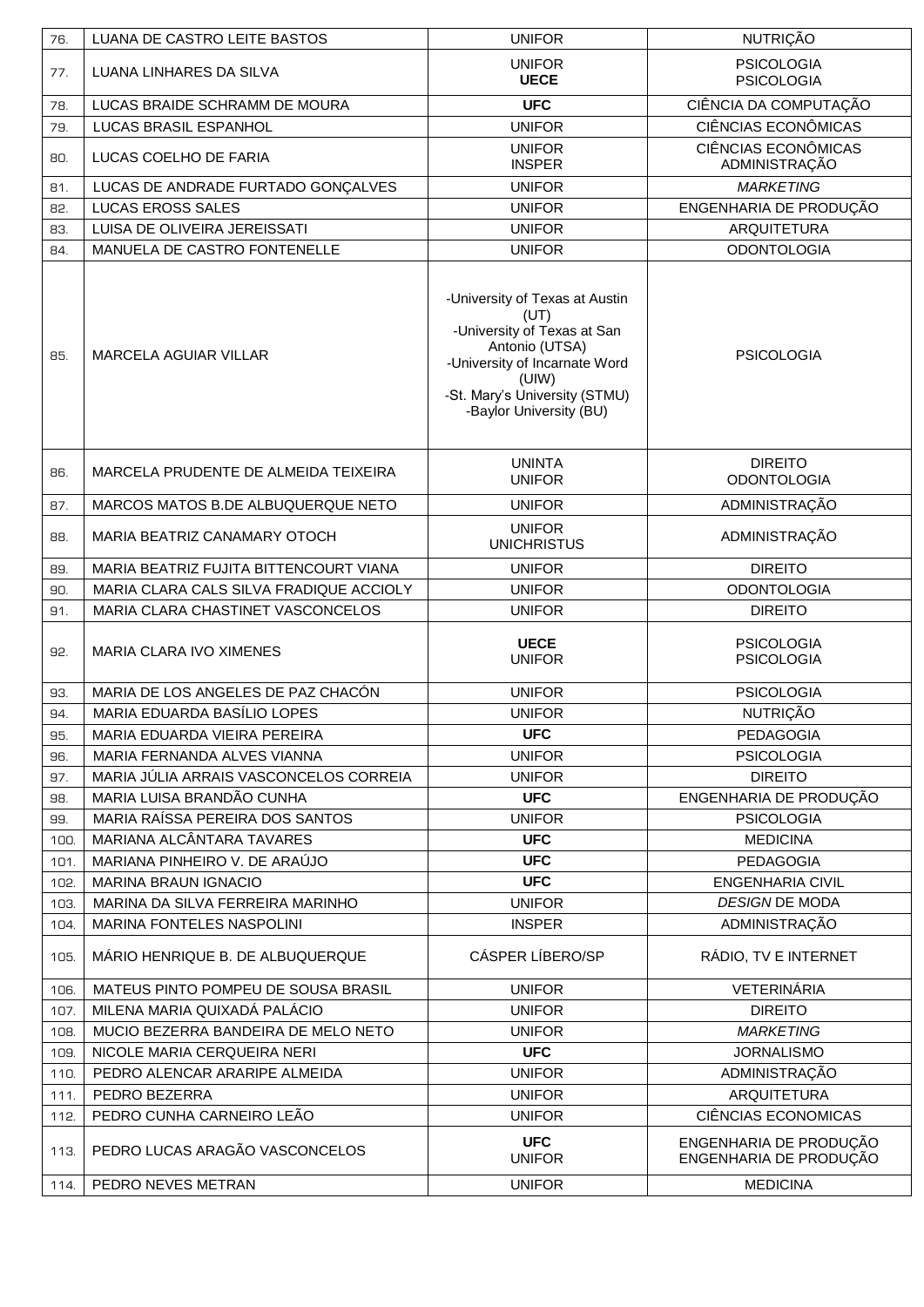| | | | |
|---|---|---|---|
| 76. | LUANA DE CASTRO LEITE BASTOS | UNIFOR | NUTRIÇÃO |
| 77. | LUANA LINHARES DA SILVA | UNIFOR<br>**UECE** | PSICOLOGIA<br>PSICOLOGIA |
| 78. | LUCAS BRAIDE SCHRAMM DE MOURA | **UFC** | CIÊNCIA DA COMPUTAÇÃO |
| 79. | LUCAS BRASIL ESPANHOL | UNIFOR | CIÊNCIAS ECONÔMICAS |
| 80. | LUCAS COELHO DE FARIA | UNIFOR<br>INSPER | CIÊNCIAS ECONÔMICAS<br>ADMINISTRAÇÃO |
| 81. | LUCAS DE ANDRADE FURTADO GONÇALVES | UNIFOR | *MARKETING* |
| 82. | LUCAS EROSS SALES | UNIFOR | ENGENHARIA DE PRODUÇÃO |
| 83. | LUISA DE OLIVEIRA JEREISSATI | UNIFOR | ARQUITETURA |
| 84. | MANUELA DE CASTRO FONTENELLE | UNIFOR | ODONTOLOGIA |
| 85. | MARCELA AGUIAR VILLAR | -University of Texas at Austin (UT)<br>-University of Texas at San Antonio (UTSA)<br>-University of Incarnate Word (UIW)<br>-St. Mary's University (STMU)<br>-Baylor University (BU) | PSICOLOGIA |
| 86. | MARCELA PRUDENTE DE ALMEIDA TEIXEIRA | UNINTA<br>UNIFOR | DIREITO<br>ODONTOLOGIA |
| 87. | MARCOS MATOS B.DE ALBUQUERQUE NETO | UNIFOR | ADMINISTRAÇÃO |
| 88. | MARIA BEATRIZ CANAMARY OTOCH | UNIFOR<br>UNICHRISTUS | ADMINISTRAÇÃO |
| 89. | MARIA BEATRIZ FUJITA BITTENCOURT VIANA | UNIFOR | DIREITO |
| 90. | MARIA CLARA CALS SILVA FRADIQUE ACCIOLY | UNIFOR | ODONTOLOGIA |
| 91. | MARIA CLARA CHASTINET VASCONCELOS | UNIFOR | DIREITO |
| 92. | MARIA CLARA IVO XIMENES | **UECE**<br>UNIFOR | PSICOLOGIA<br>PSICOLOGIA |
| 93. | MARIA DE LOS ANGELES DE PAZ CHACÓN | UNIFOR | PSICOLOGIA |
| 94. | MARIA EDUARDA BASÍLIO LOPES | UNIFOR | NUTRIÇÃO |
| 95. | MARIA EDUARDA VIEIRA PEREIRA | **UFC** | PEDAGOGIA |
| 96. | MARIA FERNANDA ALVES VIANNA | UNIFOR | PSICOLOGIA |
| 97. | MARIA JÚLIA ARRAIS VASCONCELOS CORREIA | UNIFOR | DIREITO |
| 98. | MARIA LUISA BRANDÃO CUNHA | **UFC** | ENGENHARIA DE PRODUÇÃO |
| 99. | MARIA RAÍSSA PEREIRA DOS SANTOS | UNIFOR | PSICOLOGIA |
| 100. | MARIANA ALCÂNTARA TAVARES | **UFC** | MEDICINA |
| 101. | MARIANA PINHEIRO V. DE ARAÚJO | **UFC** | PEDAGOGIA |
| 102. | MARINA BRAUN IGNACIO | **UFC** | ENGENHARIA CIVIL |
| 103. | MARINA DA SILVA FERREIRA MARINHO | UNIFOR | *DESIGN* DE MODA |
| 104. | MARINA FONTELES NASPOLINI | INSPER | ADMINISTRAÇÃO |
| 105. | MÁRIO HENRIQUE B. DE ALBUQUERQUE | CÁSPER LÍBERO/SP | RÁDIO, TV E INTERNET |
| 106. | MATEUS PINTO POMPEU DE SOUSA BRASIL | UNIFOR | VETERINÁRIA |
| 107. | MILENA MARIA QUIXADÁ PALÁCIO | UNIFOR | DIREITO |
| 108. | MUCIO BEZERRA BANDEIRA DE MELO NETO | UNIFOR | *MARKETING* |
| 109. | NICOLE MARIA CERQUEIRA NERI | **UFC** | JORNALISMO |
| 110. | PEDRO ALENCAR ARARIPE ALMEIDA | UNIFOR | ADMINISTRAÇÃO |
| 111. | PEDRO BEZERRA | UNIFOR | ARQUITETURA |
| 112. | PEDRO CUNHA CARNEIRO LEÃO | UNIFOR | CIÊNCIAS ECONOMICAS |
| 113. | PEDRO LUCAS ARAGÃO VASCONCELOS | **UFC**<br>UNIFOR | ENGENHARIA DE PRODUÇÃO<br>ENGENHARIA DE PRODUÇÃO |
| 114. | PEDRO NEVES METRAN | UNIFOR | MEDICINA |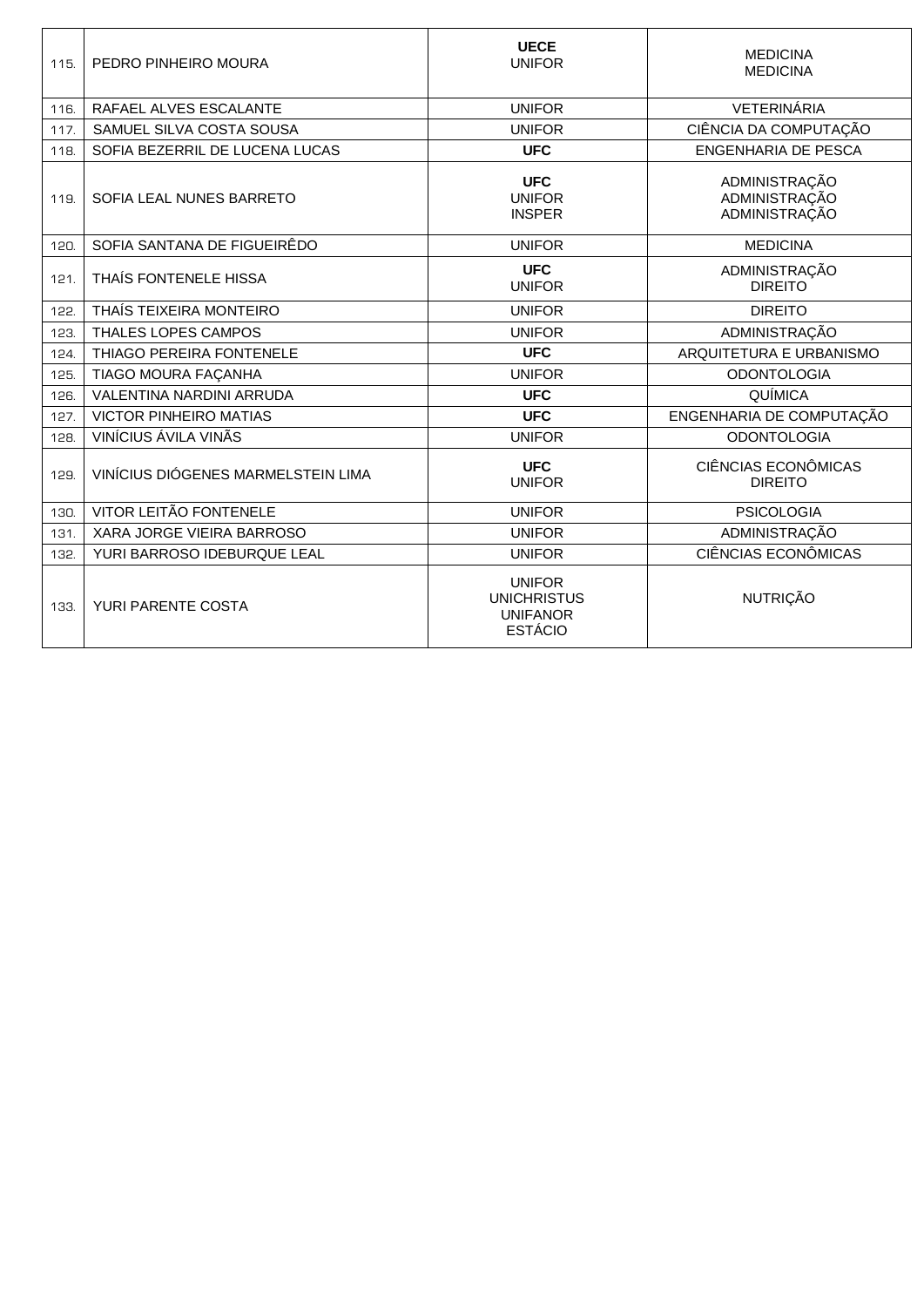| | | | |
|---|---|---|---|
| 115. | PEDRO PINHEIRO MOURA | **UECE**<br>UNIFOR | MEDICINA<br>MEDICINA |
| 116. | RAFAEL ALVES ESCALANTE | UNIFOR | VETERINÁRIA |
| 117. | SAMUEL SILVA COSTA SOUSA | UNIFOR | CIÊNCIA DA COMPUTAÇÃO |
| 118. | SOFIA BEZERRIL DE LUCENA LUCAS | **UFC** | ENGENHARIA DE PESCA |
| 119. | SOFIA LEAL NUNES BARRETO | **UFC**<br>UNIFOR<br>INSPER | ADMINISTRAÇÃO<br>ADMINISTRAÇÃO<br>ADMINISTRAÇÃO |
| 120. | SOFIA SANTANA DE FIGUEIRÊDO | UNIFOR | MEDICINA |
| 121. | THAÍS FONTENELE HISSA | **UFC**<br>UNIFOR | ADMINISTRAÇÃO<br>DIREITO |
| 122. | THAÍS TEIXEIRA MONTEIRO | UNIFOR | DIREITO |
| 123. | THALES LOPES CAMPOS | UNIFOR | ADMINISTRAÇÃO |
| 124. | THIAGO PEREIRA FONTENELE | **UFC** | ARQUITETURA E URBANISMO |
| 125. | TIAGO MOURA FAÇANHA | UNIFOR | ODONTOLOGIA |
| 126. | VALENTINA NARDINI ARRUDA | **UFC** | QUÍMICA |
| 127. | VICTOR PINHEIRO MATIAS | **UFC** | ENGENHARIA DE COMPUTAÇÃO |
| 128. | VINÍCIUS ÁVILA VINÃS | UNIFOR | ODONTOLOGIA |
| 129. | VINÍCIUS DIÓGENES MARMELSTEIN LIMA | **UFC**<br>UNIFOR | CIÊNCIAS ECONÔMICAS<br>DIREITO |
| 130. | VITOR LEITÃO FONTENELE | UNIFOR | PSICOLOGIA |
| 131. | XARA JORGE VIEIRA BARROSO | UNIFOR | ADMINISTRAÇÃO |
| 132. | YURI BARROSO IDEBURQUE LEAL | UNIFOR | CIÊNCIAS ECONÔMICAS |
| 133. | YURI PARENTE COSTA | UNIFOR<br>UNICHRISTUS<br>UNIFANOR<br>ESTÁCIO | NUTRIÇÃO |